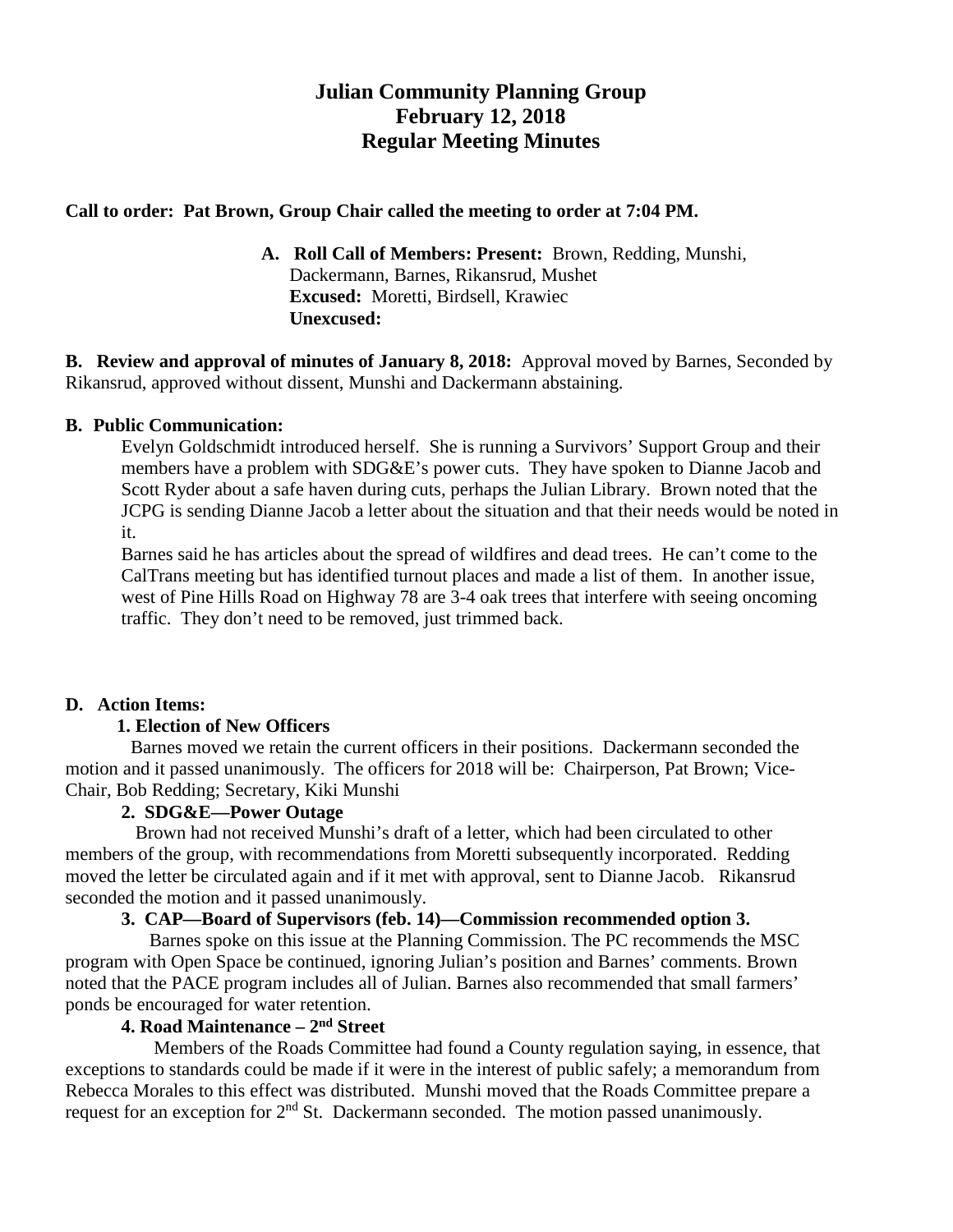# Julian Community Planning Group
## February 12, 2018
## Regular Meeting Minutes

**Call to order: Pat Brown, Group Chair called the meeting to order at 7:04 PM.**

**A. Roll Call of Members: Present:** Brown, Redding, Munshi, Dackermann, Barnes, Rikansrud, Mushet
**Excused:** Moretti, Birdsell, Krawiec
**Unexcused:**

**B. Review and approval of minutes of January 8, 2018:** Approval moved by Barnes, Seconded by Rikansrud, approved without dissent, Munshi and Dackermann abstaining.

**B. Public Communication:**

Evelyn Goldschmidt introduced herself. She is running a Survivors' Support Group and their members have a problem with SDG&E's power cuts. They have spoken to Dianne Jacob and Scott Ryder about a safe haven during cuts, perhaps the Julian Library. Brown noted that the JCPG is sending Dianne Jacob a letter about the situation and that their needs would be noted in it.

Barnes said he has articles about the spread of wildfires and dead trees. He can't come to the CalTrans meeting but has identified turnout places and made a list of them. In another issue, west of Pine Hills Road on Highway 78 are 3-4 oak trees that interfere with seeing oncoming traffic. They don't need to be removed, just trimmed back.

**D. Action Items:**

**1. Election of New Officers**

Barnes moved we retain the current officers in their positions. Dackermann seconded the motion and it passed unanimously. The officers for 2018 will be: Chairperson, Pat Brown; Vice-Chair, Bob Redding; Secretary, Kiki Munshi

**2. SDG&E—Power Outage**

Brown had not received Munshi's draft of a letter, which had been circulated to other members of the group, with recommendations from Moretti subsequently incorporated. Redding moved the letter be circulated again and if it met with approval, sent to Dianne Jacob. Rikansrud seconded the motion and it passed unanimously.

**3. CAP—Board of Supervisors (feb. 14)—Commission recommended option 3.**

Barnes spoke on this issue at the Planning Commission. The PC recommends the MSC program with Open Space be continued, ignoring Julian's position and Barnes' comments. Brown noted that the PACE program includes all of Julian. Barnes also recommended that small farmers' ponds be encouraged for water retention.

**4. Road Maintenance – 2nd Street**

Members of the Roads Committee had found a County regulation saying, in essence, that exceptions to standards could be made if it were in the interest of public safely; a memorandum from Rebecca Morales to this effect was distributed. Munshi moved that the Roads Committee prepare a request for an exception for 2nd St. Dackermann seconded. The motion passed unanimously.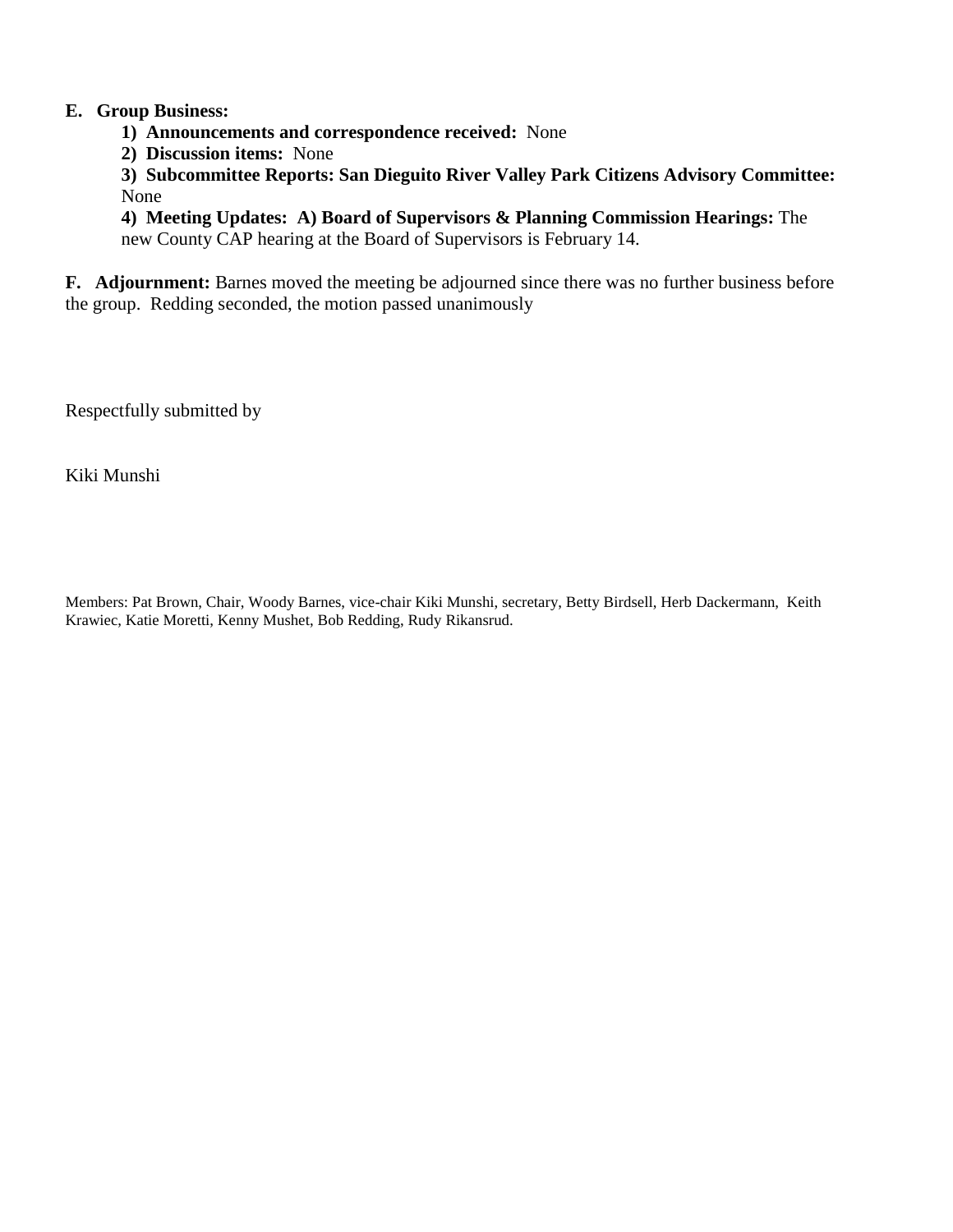**E. Group Business:**

1) **Announcements and correspondence received:** None

2) **Discussion items:** None

3) **Subcommittee Reports: San Dieguito River Valley Park Citizens Advisory Committee:** None

4) **Meeting Updates: A) Board of Supervisors & Planning Commission Hearings:** The new County CAP hearing at the Board of Supervisors is February 14.

**F. Adjournment:** Barnes moved the meeting be adjourned since there was no further business before the group. Redding seconded, the motion passed unanimously

Respectfully submitted by

Kiki Munshi

Members: Pat Brown, Chair, Woody Barnes, vice-chair Kiki Munshi, secretary, Betty Birdsell, Herb Dackermann, Keith Krawiec, Katie Moretti, Kenny Mushet, Bob Redding, Rudy Rikansrud.